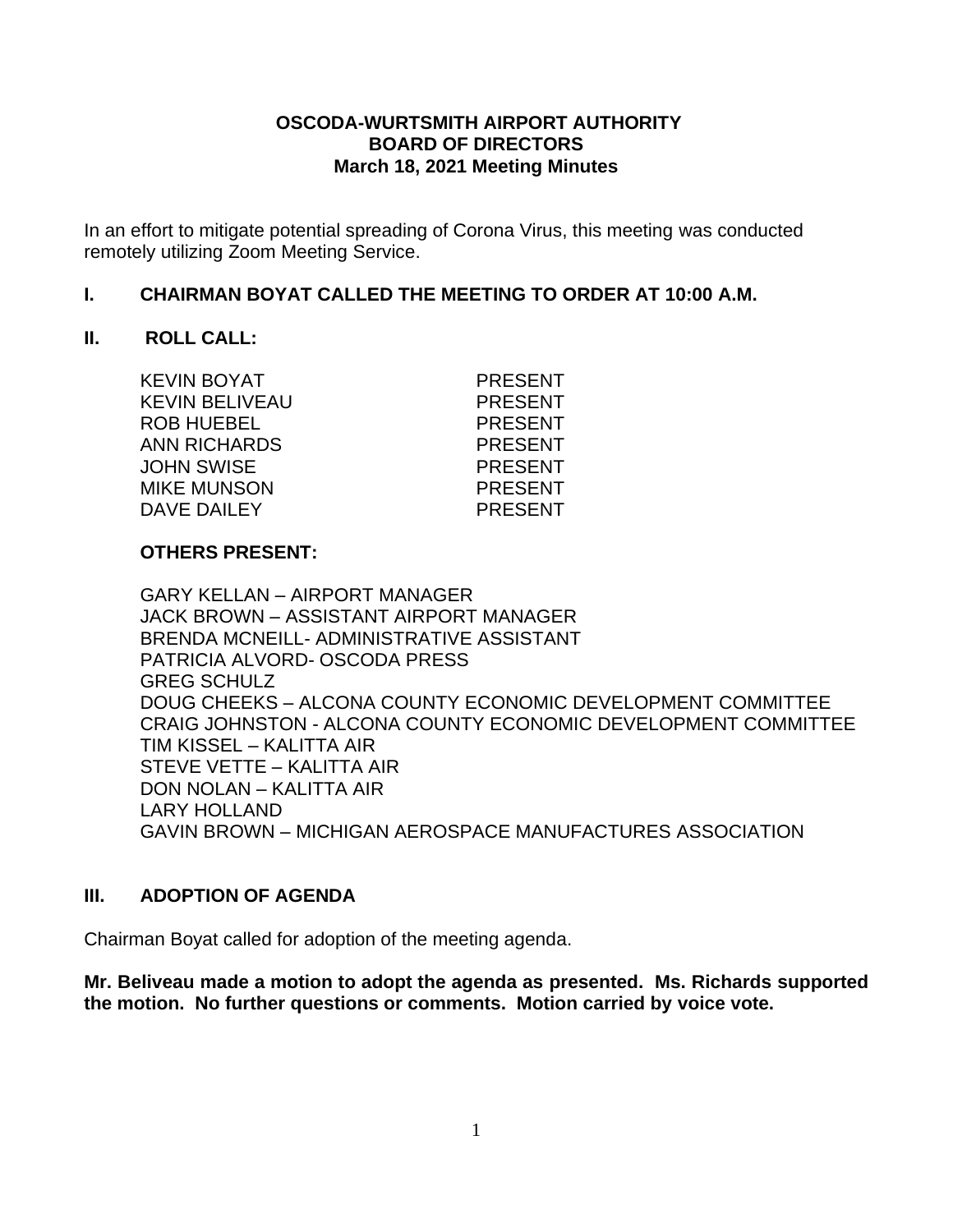**OSCODA-WURTSMITH AIRPORT AUTHORITY**
**BOARD OF DIRECTORS**
**March 18, 2021 Meeting Minutes**

In an effort to mitigate potential spreading of Corona Virus, this meeting was conducted remotely utilizing Zoom Meeting Service.

## I. CHAIRMAN BOYAT CALLED THE MEETING TO ORDER AT 10:00 A.M.

## II. ROLL CALL:

| | |
|---|---|
| KEVIN BOYAT | PRESENT |
| KEVIN BELIVEAU | PRESENT |
| ROB HUEBEL | PRESENT |
| ANN RICHARDS | PRESENT |
| JOHN SWISE | PRESENT |
| MIKE MUNSON | PRESENT |
| DAVE DAILEY | PRESENT |

**OTHERS PRESENT:**

GARY KELLAN – AIRPORT MANAGER
JACK BROWN – ASSISTANT AIRPORT MANAGER
BRENDA MCNEILL- ADMINISTRATIVE ASSISTANT
PATRICIA ALVORD- OSCODA PRESS
GREG SCHULZ
DOUG CHEEKS – ALCONA COUNTY ECONOMIC DEVELOPMENT COMMITTEE
CRAIG JOHNSTON - ALCONA COUNTY ECONOMIC DEVELOPMENT COMMITTEE
TIM KISSEL – KALITTA AIR
STEVE VETTE – KALITTA AIR
DON NOLAN – KALITTA AIR
LARY HOLLAND
GAVIN BROWN – MICHIGAN AEROSPACE MANUFACTURES ASSOCIATION

## III. ADOPTION OF AGENDA

Chairman Boyat called for adoption of the meeting agenda.

**Mr. Beliveau made a motion to adopt the agenda as presented. Ms. Richards supported the motion. No further questions or comments. Motion carried by voice vote.**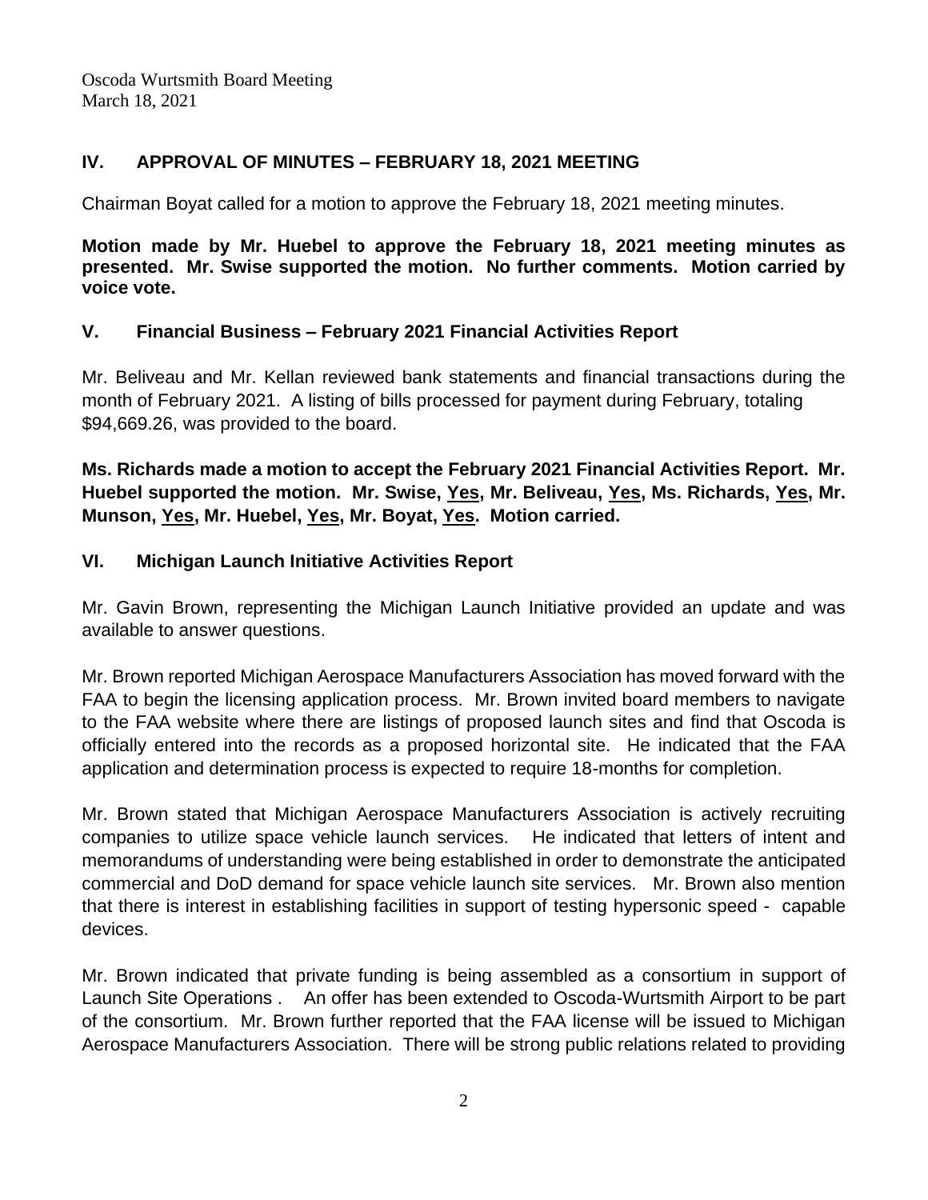## IV. APPROVAL OF MINUTES – FEBRUARY 18, 2021 MEETING

Chairman Boyat called for a motion to approve the February 18, 2021 meeting minutes.

**Motion made by Mr. Huebel to approve the February 18, 2021 meeting minutes as presented. Mr. Swise supported the motion. No further comments. Motion carried by voice vote.**

## V. Financial Business – February 2021 Financial Activities Report

Mr. Beliveau and Mr. Kellan reviewed bank statements and financial transactions during the month of February 2021. A listing of bills processed for payment during February, totaling $94,669.26, was provided to the board.

**Ms. Richards made a motion to accept the February 2021 Financial Activities Report. Mr. Huebel supported the motion. Mr. Swise, Yes, Mr. Beliveau, Yes, Ms. Richards, Yes, Mr. Munson, Yes, Mr. Huebel, Yes, Mr. Boyat, Yes. Motion carried.**

## VI. Michigan Launch Initiative Activities Report

Mr. Gavin Brown, representing the Michigan Launch Initiative provided an update and was available to answer questions.

Mr. Brown reported Michigan Aerospace Manufacturers Association has moved forward with the FAA to begin the licensing application process. Mr. Brown invited board members to navigate to the FAA website where there are listings of proposed launch sites and find that Oscoda is officially entered into the records as a proposed horizontal site. He indicated that the FAA application and determination process is expected to require 18-months for completion.

Mr. Brown stated that Michigan Aerospace Manufacturers Association is actively recruiting companies to utilize space vehicle launch services. He indicated that letters of intent and memorandums of understanding were being established in order to demonstrate the anticipated commercial and DoD demand for space vehicle launch site services. Mr. Brown also mention that there is interest in establishing facilities in support of testing hypersonic speed - capable devices.

Mr. Brown indicated that private funding is being assembled as a consortium in support of Launch Site Operations . An offer has been extended to Oscoda-Wurtsmith Airport to be part of the consortium. Mr. Brown further reported that the FAA license will be issued to Michigan Aerospace Manufacturers Association. There will be strong public relations related to providing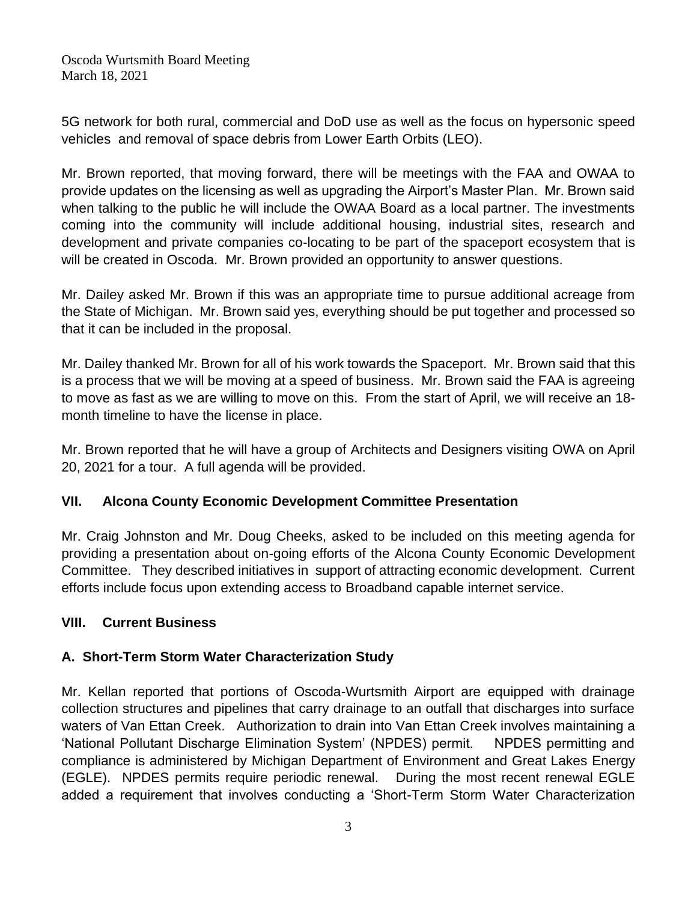5G network for both rural, commercial and DoD use as well as the focus on hypersonic speed vehicles and removal of space debris from Lower Earth Orbits (LEO).

Mr. Brown reported, that moving forward, there will be meetings with the FAA and OWAA to provide updates on the licensing as well as upgrading the Airport's Master Plan. Mr. Brown said when talking to the public he will include the OWAA Board as a local partner. The investments coming into the community will include additional housing, industrial sites, research and development and private companies co-locating to be part of the spaceport ecosystem that is will be created in Oscoda. Mr. Brown provided an opportunity to answer questions.

Mr. Dailey asked Mr. Brown if this was an appropriate time to pursue additional acreage from the State of Michigan. Mr. Brown said yes, everything should be put together and processed so that it can be included in the proposal.

Mr. Dailey thanked Mr. Brown for all of his work towards the Spaceport. Mr. Brown said that this is a process that we will be moving at a speed of business. Mr. Brown said the FAA is agreeing to move as fast as we are willing to move on this. From the start of April, we will receive an 18-month timeline to have the license in place.

Mr. Brown reported that he will have a group of Architects and Designers visiting OWA on April 20, 2021 for a tour. A full agenda will be provided.

## VII. Alcona County Economic Development Committee Presentation

Mr. Craig Johnston and Mr. Doug Cheeks, asked to be included on this meeting agenda for providing a presentation about on-going efforts of the Alcona County Economic Development Committee. They described initiatives in support of attracting economic development. Current efforts include focus upon extending access to Broadband capable internet service.

## VIII. Current Business

### A. Short-Term Storm Water Characterization Study

Mr. Kellan reported that portions of Oscoda-Wurtsmith Airport are equipped with drainage collection structures and pipelines that carry drainage to an outfall that discharges into surface waters of Van Ettan Creek. Authorization to drain into Van Ettan Creek involves maintaining a 'National Pollutant Discharge Elimination System' (NPDES) permit. NPDES permitting and compliance is administered by Michigan Department of Environment and Great Lakes Energy (EGLE). NPDES permits require periodic renewal. During the most recent renewal EGLE added a requirement that involves conducting a 'Short-Term Storm Water Characterization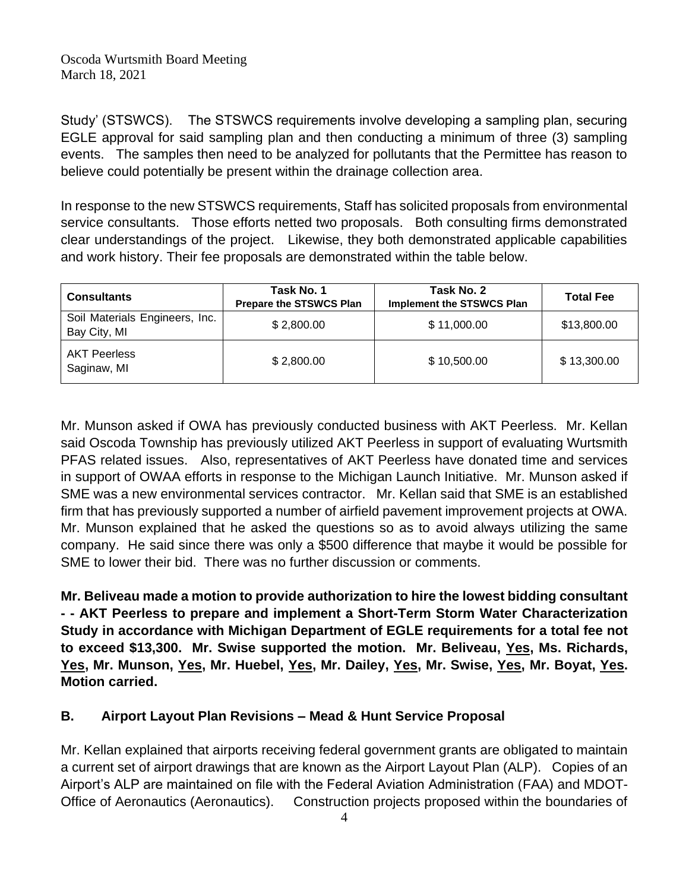Study' (STSWCS). The STSWCS requirements involve developing a sampling plan, securing EGLE approval for said sampling plan and then conducting a minimum of three (3) sampling events. The samples then need to be analyzed for pollutants that the Permittee has reason to believe could potentially be present within the drainage collection area.

In response to the new STSWCS requirements, Staff has solicited proposals from environmental service consultants. Those efforts netted two proposals. Both consulting firms demonstrated clear understandings of the project. Likewise, they both demonstrated applicable capabilities and work history. Their fee proposals are demonstrated within the table below.

| Consultants | Task No. 1 Prepare the STSWCS Plan | Task No. 2 Implement the STSWCS Plan | Total Fee |
|---|---|---|---|
| Soil Materials Engineers, Inc. Bay City, MI | $ 2,800.00 | $ 11,000.00 | $13,800.00 |
| AKT Peerless Saginaw, MI | $ 2,800.00 | $ 10,500.00 | $ 13,300.00 |

Mr. Munson asked if OWA has previously conducted business with AKT Peerless. Mr. Kellan said Oscoda Township has previously utilized AKT Peerless in support of evaluating Wurtsmith PFAS related issues. Also, representatives of AKT Peerless have donated time and services in support of OWAA efforts in response to the Michigan Launch Initiative. Mr. Munson asked if SME was a new environmental services contractor. Mr. Kellan said that SME is an established firm that has previously supported a number of airfield pavement improvement projects at OWA. Mr. Munson explained that he asked the questions so as to avoid always utilizing the same company. He said since there was only a $500 difference that maybe it would be possible for SME to lower their bid. There was no further discussion or comments.

**Mr. Beliveau made a motion to provide authorization to hire the lowest bidding consultant - - AKT Peerless to prepare and implement a Short-Term Storm Water Characterization Study in accordance with Michigan Department of EGLE requirements for a total fee not to exceed $13,300. Mr. Swise supported the motion. Mr. Beliveau, Yes, Ms. Richards, Yes, Mr. Munson, Yes, Mr. Huebel, Yes, Mr. Dailey, Yes, Mr. Swise, Yes, Mr. Boyat, Yes. Motion carried.**

## B. Airport Layout Plan Revisions – Mead & Hunt Service Proposal

Mr. Kellan explained that airports receiving federal government grants are obligated to maintain a current set of airport drawings that are known as the Airport Layout Plan (ALP). Copies of an Airport's ALP are maintained on file with the Federal Aviation Administration (FAA) and MDOT-Office of Aeronautics (Aeronautics). Construction projects proposed within the boundaries of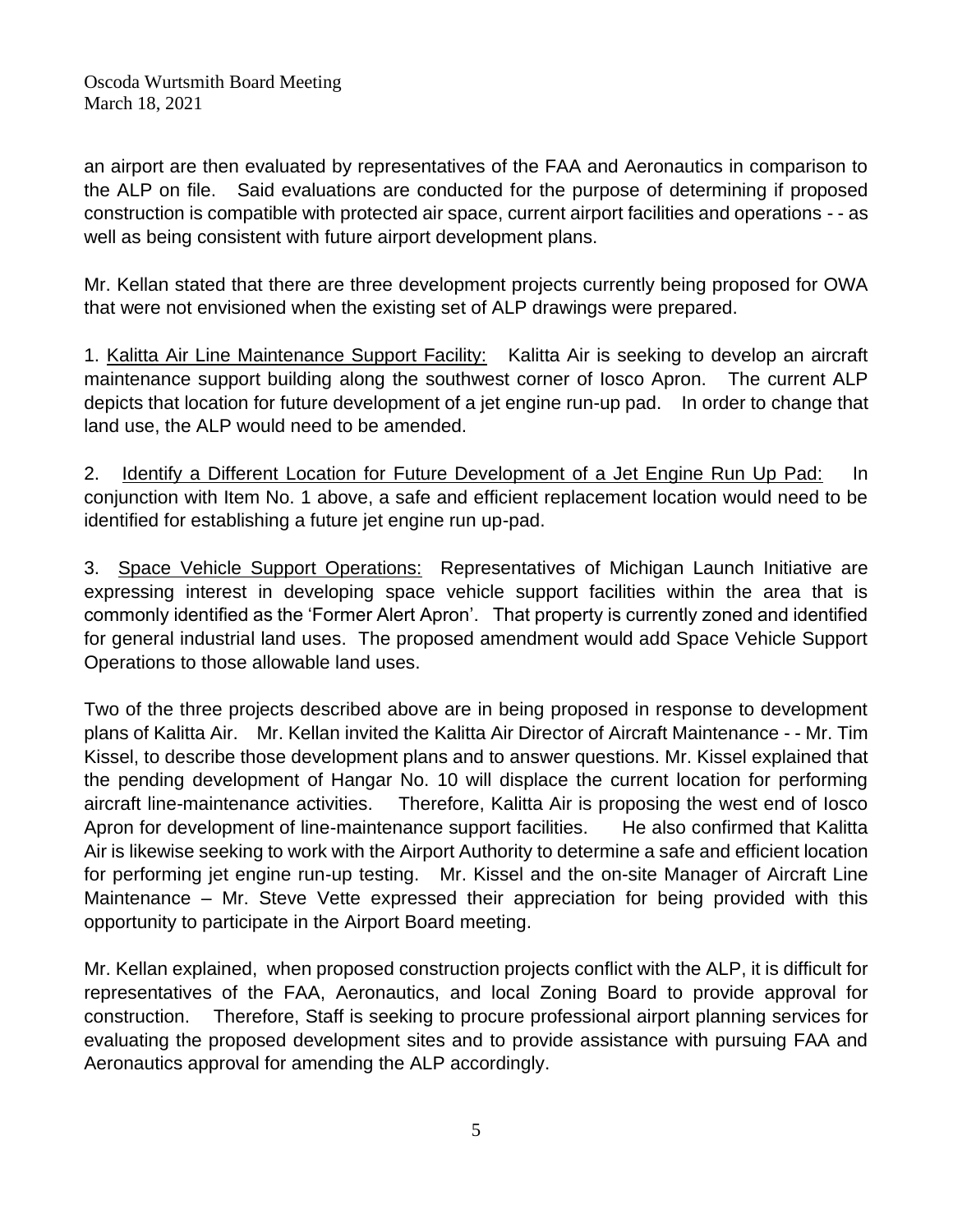an airport are then evaluated by representatives of the FAA and Aeronautics in comparison to the ALP on file. Said evaluations are conducted for the purpose of determining if proposed construction is compatible with protected air space, current airport facilities and operations - - as well as being consistent with future airport development plans.

Mr. Kellan stated that there are three development projects currently being proposed for OWA that were not envisioned when the existing set of ALP drawings were prepared.

1. <u>Kalitta Air Line Maintenance Support Facility:</u> Kalitta Air is seeking to develop an aircraft maintenance support building along the southwest corner of Iosco Apron. The current ALP depicts that location for future development of a jet engine run-up pad. In order to change that land use, the ALP would need to be amended.

2. <u>Identify a Different Location for Future Development of a Jet Engine Run Up Pad:</u> In conjunction with Item No. 1 above, a safe and efficient replacement location would need to be identified for establishing a future jet engine run up-pad.

3. <u>Space Vehicle Support Operations:</u> Representatives of Michigan Launch Initiative are expressing interest in developing space vehicle support facilities within the area that is commonly identified as the 'Former Alert Apron'. That property is currently zoned and identified for general industrial land uses. The proposed amendment would add Space Vehicle Support Operations to those allowable land uses.

Two of the three projects described above are in being proposed in response to development plans of Kalitta Air. Mr. Kellan invited the Kalitta Air Director of Aircraft Maintenance - - Mr. Tim Kissel, to describe those development plans and to answer questions. Mr. Kissel explained that the pending development of Hangar No. 10 will displace the current location for performing aircraft line-maintenance activities. Therefore, Kalitta Air is proposing the west end of Iosco Apron for development of line-maintenance support facilities. He also confirmed that Kalitta Air is likewise seeking to work with the Airport Authority to determine a safe and efficient location for performing jet engine run-up testing. Mr. Kissel and the on-site Manager of Aircraft Line Maintenance – Mr. Steve Vette expressed their appreciation for being provided with this opportunity to participate in the Airport Board meeting.

Mr. Kellan explained, when proposed construction projects conflict with the ALP, it is difficult for representatives of the FAA, Aeronautics, and local Zoning Board to provide approval for construction. Therefore, Staff is seeking to procure professional airport planning services for evaluating the proposed development sites and to provide assistance with pursuing FAA and Aeronautics approval for amending the ALP accordingly.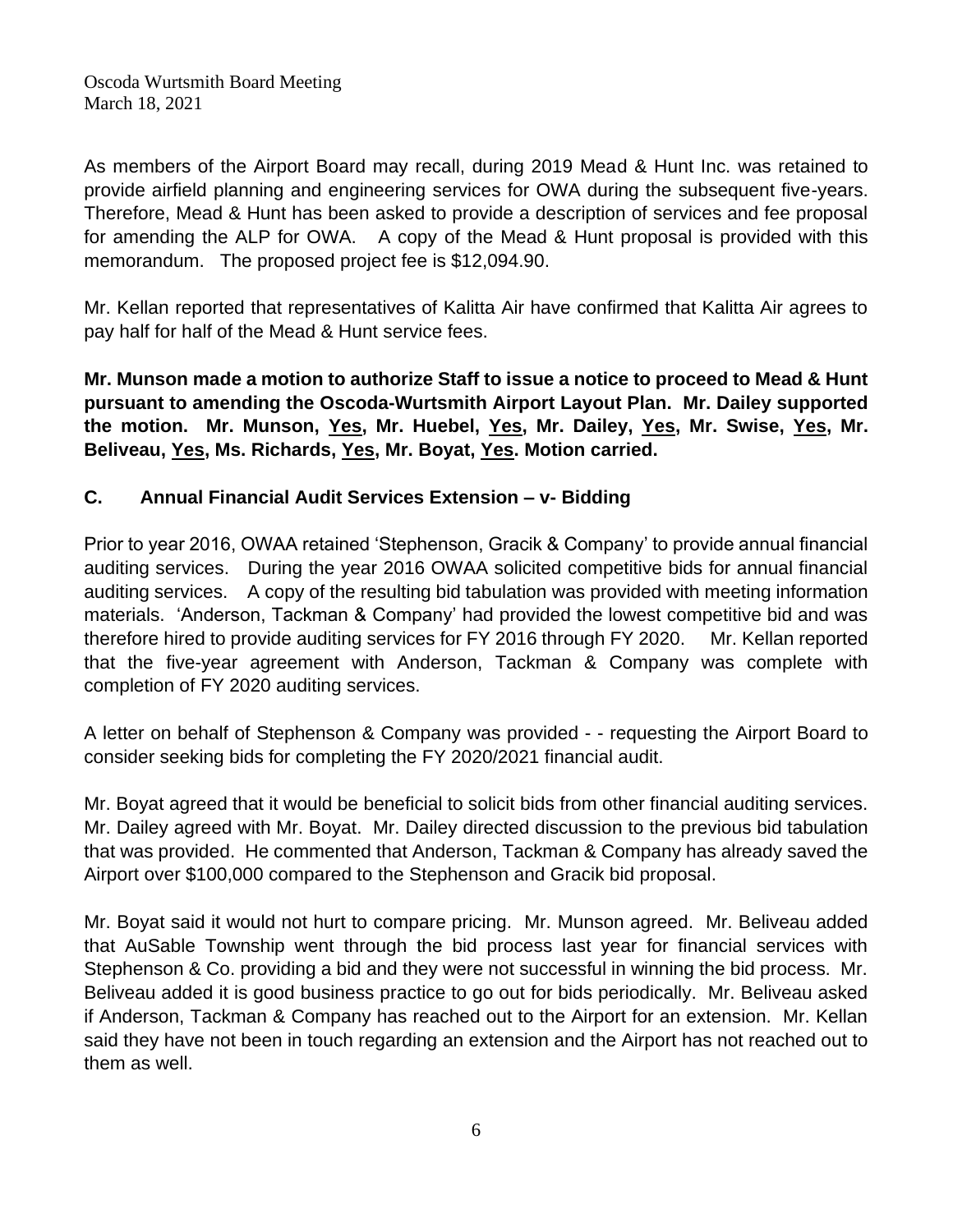As members of the Airport Board may recall, during 2019 Mead & Hunt Inc. was retained to provide airfield planning and engineering services for OWA during the subsequent five-years. Therefore, Mead & Hunt has been asked to provide a description of services and fee proposal for amending the ALP for OWA. A copy of the Mead & Hunt proposal is provided with this memorandum. The proposed project fee is $12,094.90.

Mr. Kellan reported that representatives of Kalitta Air have confirmed that Kalitta Air agrees to pay half for half of the Mead & Hunt service fees.

**Mr. Munson made a motion to authorize Staff to issue a notice to proceed to Mead & Hunt pursuant to amending the Oscoda-Wurtsmith Airport Layout Plan. Mr. Dailey supported the motion. Mr. Munson, <u>Yes</u>, Mr. Huebel, <u>Yes</u>, Mr. Dailey, <u>Yes</u>, Mr. Swise, <u>Yes</u>, Mr. Beliveau, <u>Yes</u>, Ms. Richards, <u>Yes</u>, Mr. Boyat, <u>Yes</u>. Motion carried.**

## C. Annual Financial Audit Services Extension – v- Bidding

Prior to year 2016, OWAA retained 'Stephenson, Gracik & Company' to provide annual financial auditing services. During the year 2016 OWAA solicited competitive bids for annual financial auditing services. A copy of the resulting bid tabulation was provided with meeting information materials. 'Anderson, Tackman & Company' had provided the lowest competitive bid and was therefore hired to provide auditing services for FY 2016 through FY 2020. Mr. Kellan reported that the five-year agreement with Anderson, Tackman & Company was complete with completion of FY 2020 auditing services.

A letter on behalf of Stephenson & Company was provided - - requesting the Airport Board to consider seeking bids for completing the FY 2020/2021 financial audit.

Mr. Boyat agreed that it would be beneficial to solicit bids from other financial auditing services. Mr. Dailey agreed with Mr. Boyat. Mr. Dailey directed discussion to the previous bid tabulation that was provided. He commented that Anderson, Tackman & Company has already saved the Airport over $100,000 compared to the Stephenson and Gracik bid proposal.

Mr. Boyat said it would not hurt to compare pricing. Mr. Munson agreed. Mr. Beliveau added that AuSable Township went through the bid process last year for financial services with Stephenson & Co. providing a bid and they were not successful in winning the bid process. Mr. Beliveau added it is good business practice to go out for bids periodically. Mr. Beliveau asked if Anderson, Tackman & Company has reached out to the Airport for an extension. Mr. Kellan said they have not been in touch regarding an extension and the Airport has not reached out to them as well.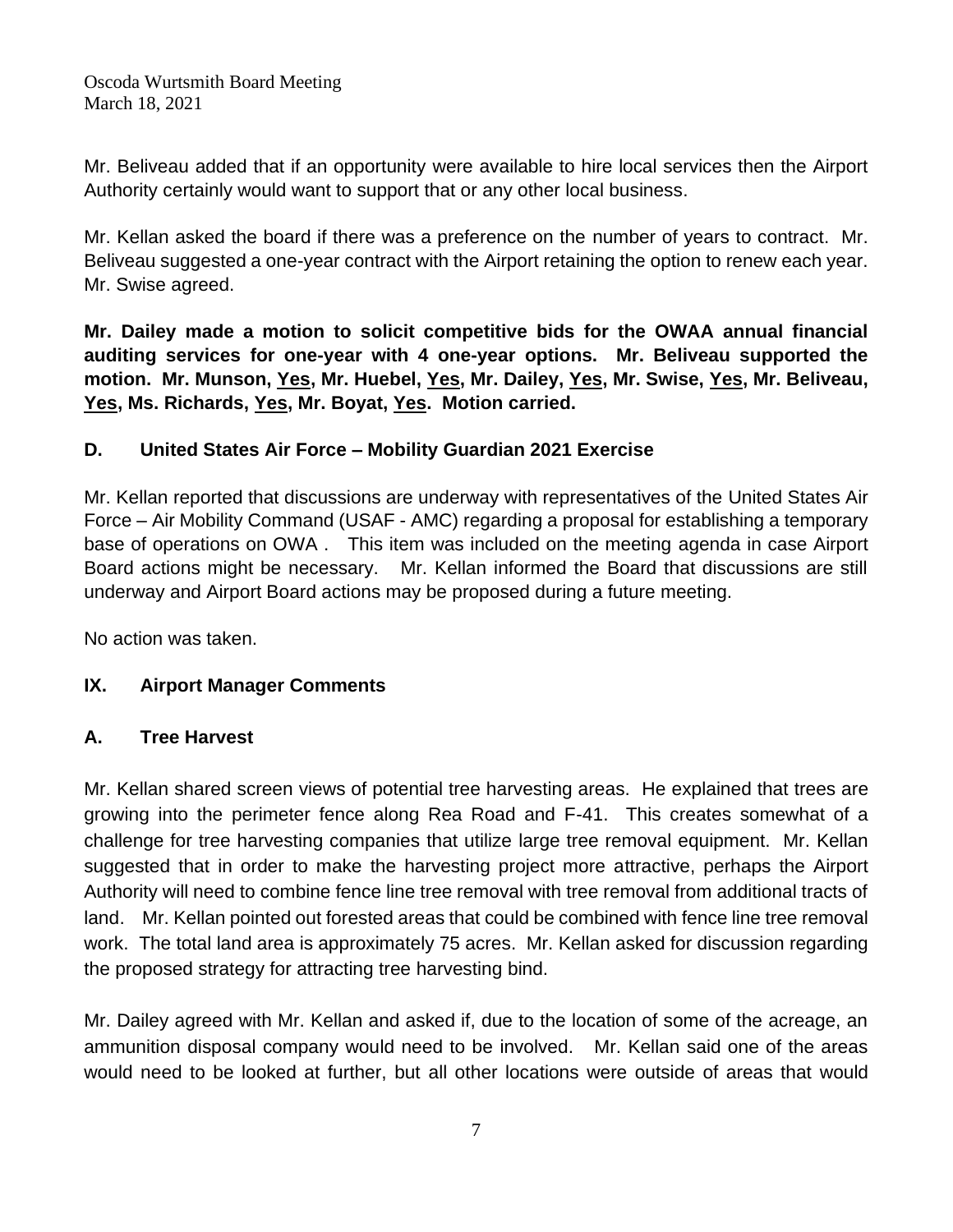Mr. Beliveau added that if an opportunity were available to hire local services then the Airport Authority certainly would want to support that or any other local business.

Mr. Kellan asked the board if there was a preference on the number of years to contract. Mr. Beliveau suggested a one-year contract with the Airport retaining the option to renew each year. Mr. Swise agreed.

**Mr. Dailey made a motion to solicit competitive bids for the OWAA annual financial auditing services for one-year with 4 one-year options. Mr. Beliveau supported the motion. Mr. Munson, Yes, Mr. Huebel, Yes, Mr. Dailey, Yes, Mr. Swise, Yes, Mr. Beliveau, Yes, Ms. Richards, Yes, Mr. Boyat, Yes. Motion carried.**

### D. United States Air Force – Mobility Guardian 2021 Exercise

Mr. Kellan reported that discussions are underway with representatives of the United States Air Force – Air Mobility Command (USAF - AMC) regarding a proposal for establishing a temporary base of operations on OWA . This item was included on the meeting agenda in case Airport Board actions might be necessary. Mr. Kellan informed the Board that discussions are still underway and Airport Board actions may be proposed during a future meeting.

No action was taken.

## IX. Airport Manager Comments

### A. Tree Harvest

Mr. Kellan shared screen views of potential tree harvesting areas. He explained that trees are growing into the perimeter fence along Rea Road and F-41. This creates somewhat of a challenge for tree harvesting companies that utilize large tree removal equipment. Mr. Kellan suggested that in order to make the harvesting project more attractive, perhaps the Airport Authority will need to combine fence line tree removal with tree removal from additional tracts of land. Mr. Kellan pointed out forested areas that could be combined with fence line tree removal work. The total land area is approximately 75 acres. Mr. Kellan asked for discussion regarding the proposed strategy for attracting tree harvesting bind.

Mr. Dailey agreed with Mr. Kellan and asked if, due to the location of some of the acreage, an ammunition disposal company would need to be involved. Mr. Kellan said one of the areas would need to be looked at further, but all other locations were outside of areas that would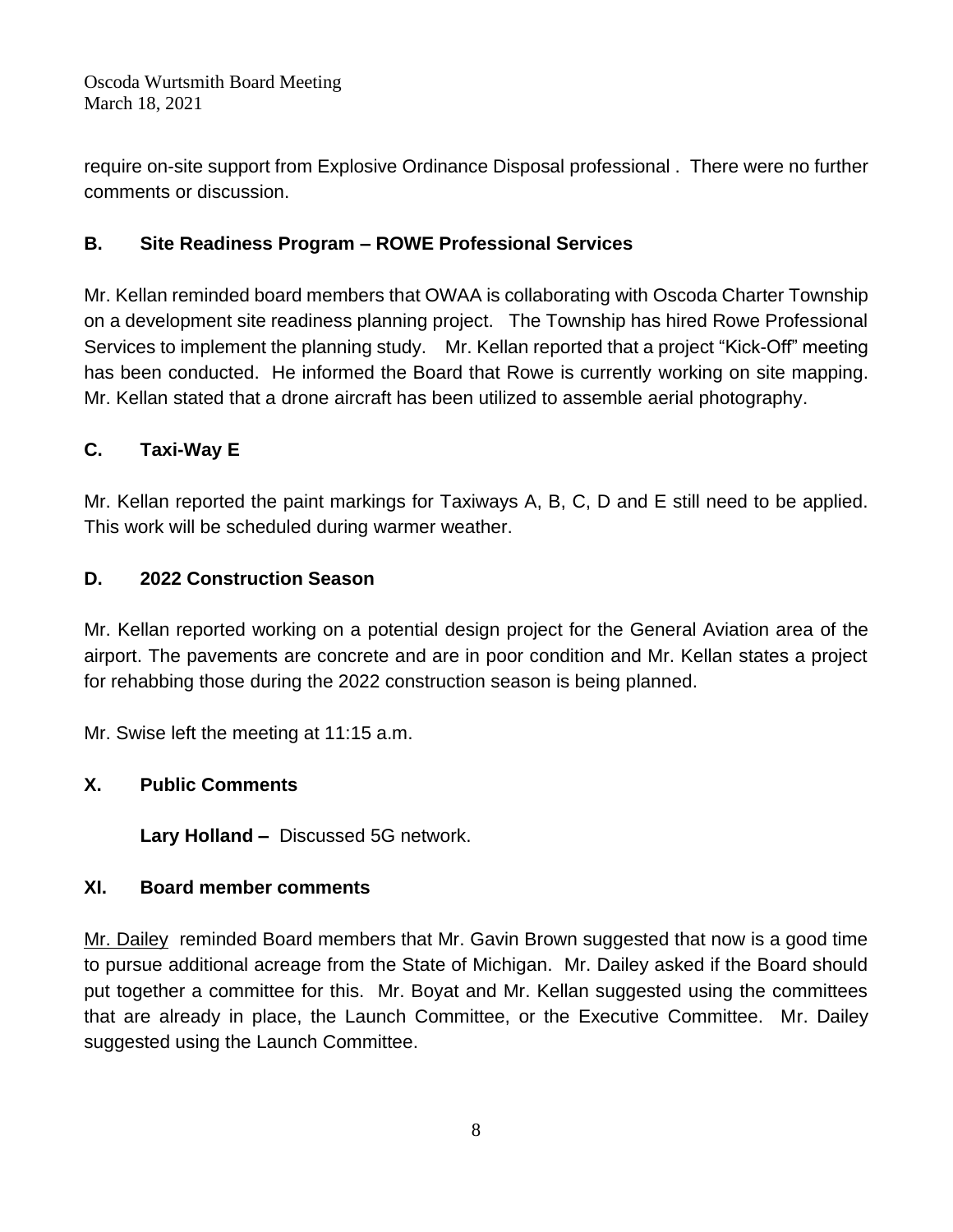require on-site support from Explosive Ordinance Disposal professional . There were no further comments or discussion.

### B. Site Readiness Program – ROWE Professional Services

Mr. Kellan reminded board members that OWAA is collaborating with Oscoda Charter Township on a development site readiness planning project. The Township has hired Rowe Professional Services to implement the planning study. Mr. Kellan reported that a project "Kick-Off" meeting has been conducted. He informed the Board that Rowe is currently working on site mapping. Mr. Kellan stated that a drone aircraft has been utilized to assemble aerial photography.

### C. Taxi-Way E

Mr. Kellan reported the paint markings for Taxiways A, B, C, D and E still need to be applied. This work will be scheduled during warmer weather.

### D. 2022 Construction Season

Mr. Kellan reported working on a potential design project for the General Aviation area of the airport. The pavements are concrete and are in poor condition and Mr. Kellan states a project for rehabbing those during the 2022 construction season is being planned.

Mr. Swise left the meeting at 11:15 a.m.

## X. Public Comments

**Lary Holland –** Discussed 5G network.

## XI. Board member comments

Mr. Dailey reminded Board members that Mr. Gavin Brown suggested that now is a good time to pursue additional acreage from the State of Michigan. Mr. Dailey asked if the Board should put together a committee for this. Mr. Boyat and Mr. Kellan suggested using the committees that are already in place, the Launch Committee, or the Executive Committee. Mr. Dailey suggested using the Launch Committee.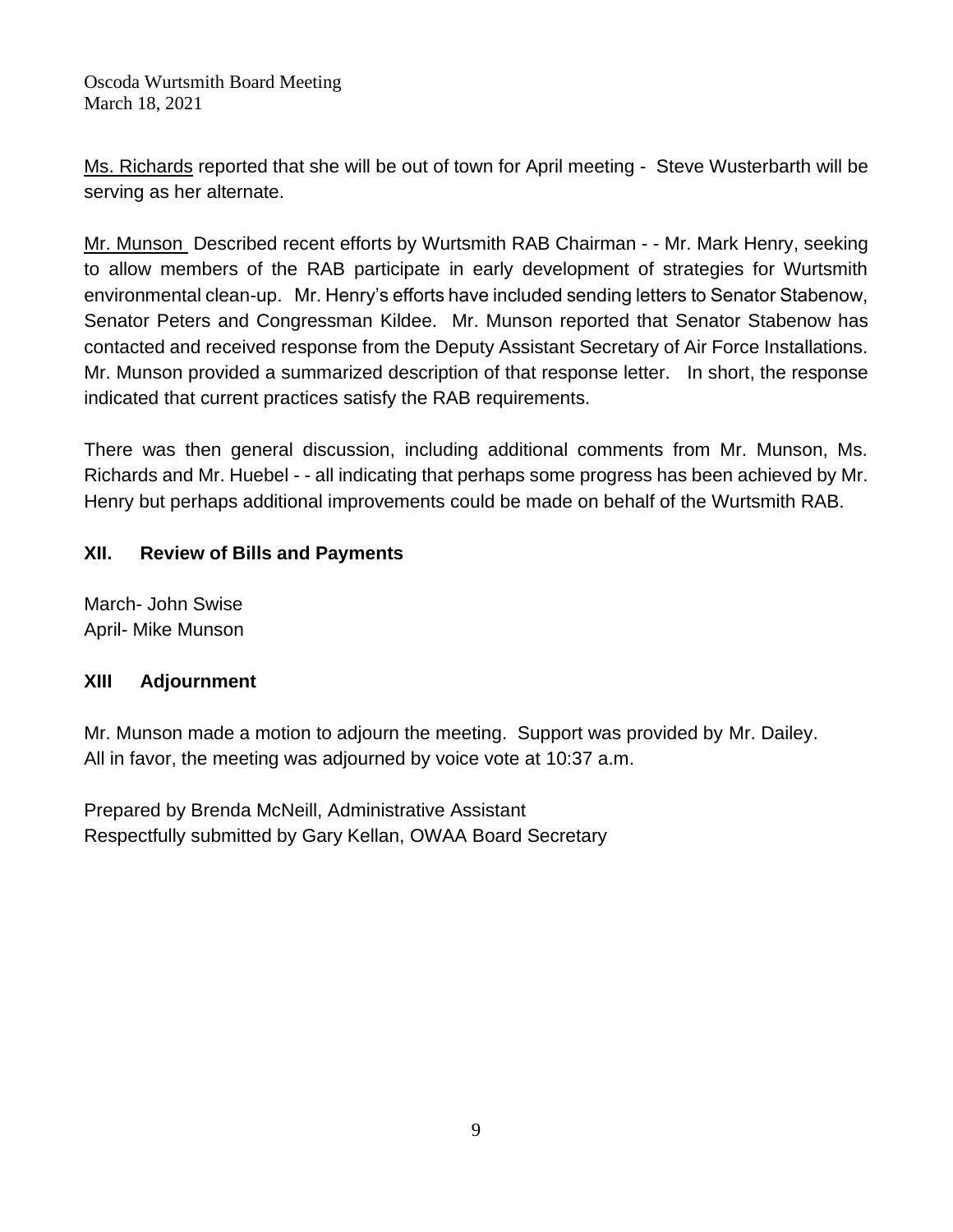Ms. Richards reported that she will be out of town for April meeting - Steve Wusterbarth will be serving as her alternate.

Mr. Munson Described recent efforts by Wurtsmith RAB Chairman - - Mr. Mark Henry, seeking to allow members of the RAB participate in early development of strategies for Wurtsmith environmental clean-up. Mr. Henry's efforts have included sending letters to Senator Stabenow, Senator Peters and Congressman Kildee. Mr. Munson reported that Senator Stabenow has contacted and received response from the Deputy Assistant Secretary of Air Force Installations. Mr. Munson provided a summarized description of that response letter. In short, the response indicated that current practices satisfy the RAB requirements.

There was then general discussion, including additional comments from Mr. Munson, Ms. Richards and Mr. Huebel - - all indicating that perhaps some progress has been achieved by Mr. Henry but perhaps additional improvements could be made on behalf of the Wurtsmith RAB.

## XII. Review of Bills and Payments

March- John Swise
April- Mike Munson

## XIII Adjournment

Mr. Munson made a motion to adjourn the meeting. Support was provided by Mr. Dailey. All in favor, the meeting was adjourned by voice vote at 10:37 a.m.

Prepared by Brenda McNeill, Administrative Assistant
Respectfully submitted by Gary Kellan, OWAA Board Secretary